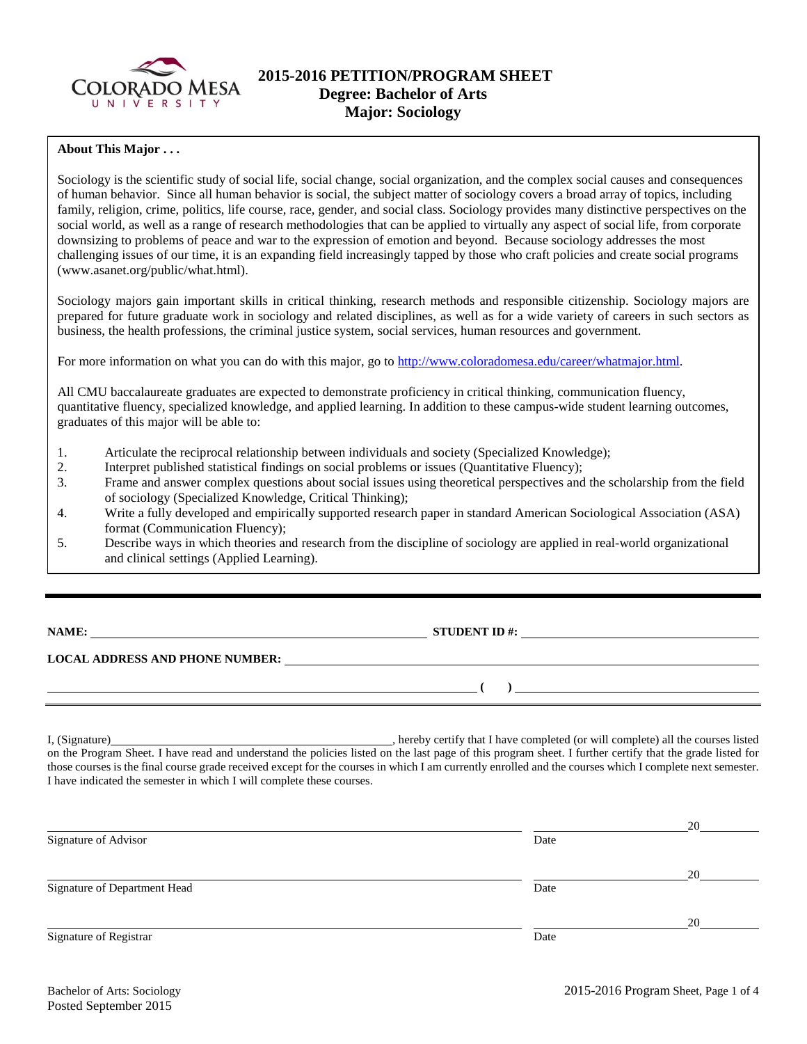# 2015-2016 PETITION/PROGRAM SHEET

## Degree: Bachelor of Arts

## Major: Sociology

**About This Major . . .**

Sociology is the scientific study of social life, social change, social organization, and the complex social causes and consequences of human behavior. Since all human behavior is social, the subject matter of sociology covers a broad array of topics, including family, religion, crime, politics, life course, race, gender, and social class. Sociology provides many distinctive perspectives on the social world, as well as a range of research methodologies that can be applied to virtually any aspect of social life, from corporate downsizing to problems of peace and war to the expression of emotion and beyond. Because sociology addresses the most challenging issues of our time, it is an expanding field increasingly tapped by those who craft policies and create social programs (www.asanet.org/public/what.html).

Sociology majors gain important skills in critical thinking, research methods and responsible citizenship. Sociology majors are prepared for future graduate work in sociology and related disciplines, as well as for a wide variety of careers in such sectors as business, the health professions, the criminal justice system, social services, human resources and government.

For more information on what you can do with this major, go to http://www.coloradomesa.edu/career/whatmajor.html.

All CMU baccalaureate graduates are expected to demonstrate proficiency in critical thinking, communication fluency, quantitative fluency, specialized knowledge, and applied learning. In addition to these campus-wide student learning outcomes, graduates of this major will be able to:

1. Articulate the reciprocal relationship between individuals and society (Specialized Knowledge);
2. Interpret published statistical findings on social problems or issues (Quantitative Fluency);
3. Frame and answer complex questions about social issues using theoretical perspectives and the scholarship from the field of sociology (Specialized Knowledge, Critical Thinking);
4. Write a fully developed and empirically supported research paper in standard American Sociological Association (ASA) format (Communication Fluency);
5. Describe ways in which theories and research from the discipline of sociology are applied in real-world organizational and clinical settings (Applied Learning).

---

**NAME:** ______________________________ **STUDENT ID #:** ______________________________

**LOCAL ADDRESS AND PHONE NUMBER:** ______________________________

______________________________ **( )** ______________________________

I, (Signature)______________________________, hereby certify that I have completed (or will complete) all the courses listed on the Program Sheet. I have read and understand the policies listed on the last page of this program sheet. I further certify that the grade listed for those courses is the final course grade received except for the courses in which I am currently enrolled and the courses which I complete next semester. I have indicated the semester in which I will complete these courses.

______________________________ ______________ 20______
Signature of Advisor Date

______________________________ ______________ 20______
Signature of Department Head Date

______________________________ ______________ 20______
Signature of Registrar Date

Bachelor of Arts: Sociology
Posted September 2015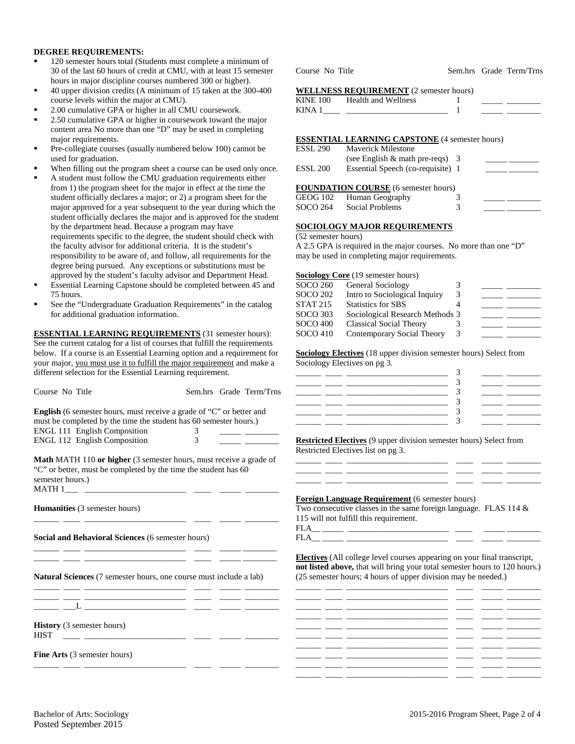## DEGREE REQUIREMENTS:

- 120 semester hours total (Students must complete a minimum of 30 of the last 60 hours of credit at CMU, with at least 15 semester hours in major discipline courses numbered 300 or higher).
- 40 upper division credits (A minimum of 15 taken at the 300-400 course levels within the major at CMU).
- 2.00 cumulative GPA or higher in all CMU coursework.
- 2.50 cumulative GPA or higher in coursework toward the major content area No more than one "D" may be used in completing major requirements.
- Pre-collegiate courses (usually numbered below 100) cannot be used for graduation.
- When filling out the program sheet a course can be used only once.
- A student must follow the CMU graduation requirements either from 1) the program sheet for the major in effect at the time the student officially declares a major; or 2) a program sheet for the major approved for a year subsequent to the year during which the student officially declares the major and is approved for the student by the department head. Because a program may have requirements specific to the degree, the student should check with the faculty advisor for additional criteria. It is the student's responsibility to be aware of, and follow, all requirements for the degree being pursued. Any exceptions or substitutions must be approved by the student's faculty advisor and Department Head.
- Essential Learning Capstone should be completed between 45 and 75 hours.
- See the "Undergraduate Graduation Requirements" in the catalog for additional graduation information.

**ESSENTIAL LEARNING REQUIREMENTS** (31 semester hours): See the current catalog for a list of courses that fulfill the requirements below. If a course is an Essential Learning option and a requirement for your major, you must use it to fulfill the major requirement and make a different selection for the Essential Learning requirement.

| Course No | Title | Sem.hrs | Grade | Term/Trns |
|---|---|---|---|---|
| **English** (6 semester hours, must receive a grade of "C" or better and must be completed by the time the student has 60 semester hours.) | | | | |
| ENGL 111 | English Composition | 3 | _____ | ________ |
| ENGL 112 | English Composition | 3 | _____ | ________ |
| **Math** MATH 110 **or higher** (3 semester hours, must receive a grade of "C" or better, must be completed by the time the student has 60 semester hours.) | | | | |
| MATH 1___ | ________________________ | ____ | _____ | ________ |
| **Humanities** (3 semester hours) | | | | |
| ______ ____ | ________________________ | ____ | _____ | ________ |
| **Social and Behavioral Sciences** (6 semester hours) | | | | |
| ______ ____ | ________________________ | ____ | _____ | ________ |
| ______ ____ | ________________________ | ____ | _____ | ________ |
| **Natural Sciences** (7 semester hours, one course must include a lab) | | | | |
| ______ ____ | ________________________ | ____ | _____ | ________ |
| ______ ____ | ________________________ | ____ | _____ | ________ |
| ______ ___L | ________________________ | ____ | _____ | ________ |
| **History** (3 semester hours) | | | | |
| HIST ____ | ________________________ | ____ | _____ | ________ |
| **Fine Arts** (3 semester hours) | | | | |
| ______ ____ | ________________________ | ____ | _____ | ________ |

| Course No | Title | Sem.hrs | Grade | Term/Trns |
|---|---|---|---|---|
| **WELLNESS REQUIREMENT** (2 semester hours) | | | | |
| KINE 100 | Health and Wellness | 1 | _____ | ________ |
| KINA 1____ | ________________________ | 1 | _____ | ________ |
| **ESSENTIAL LEARNING CAPSTONE** (4 semester hours) | | | | |
| ESSL 290 | Maverick Milestone (see English & math pre-reqs) | 3 | _____ | ________ |
| ESSL 200 | Essential Speech (co-requisite) | 1 | _____ | ________ |
| **FOUNDATION COURSE** (6 semester hours) | | | | |
| GEOG 102 | Human Geography | 3 | _____ | ________ |
| SOCO 264 | Social Problems | 3 | _____ | ________ |

**SOCIOLOGY MAJOR REQUIREMENTS**
(52 semester hours)
A 2.5 GPA is required in the major courses. No more than one "D" may be used in completing major requirements.

| Course No | Title | Sem.hrs | Grade | Term/Trns |
|---|---|---|---|---|
| **Sociology Core** (19 semester hours) | | | | |
| SOCO 260 | General Sociology | 3 | _____ | ________ |
| SOCO 202 | Intro to Sociological Inquiry | 3 | _____ | ________ |
| STAT 215 | Statistics for SBS | 4 | _____ | ________ |
| SOCO 303 | Sociological Research Methods | 3 | _____ | ________ |
| SOCO 400 | Classical Social Theory | 3 | _____ | ________ |
| SOCO 410 | Contemporary Social Theory | 3 | _____ | ________ |
| **Sociology Electives** (18 upper division semester hours) Select from Sociology Electives on pg 3. | | | | |
| ______ ____ | ________________________ | 3 | _____ | ________ |
| ______ ____ | ________________________ | 3 | _____ | ________ |
| ______ ____ | ________________________ | 3 | _____ | ________ |
| ______ ____ | ________________________ | 3 | _____ | ________ |
| ______ ____ | ________________________ | 3 | _____ | ________ |
| ______ ____ | ________________________ | 3 | _____ | ________ |
| **Restricted Electives** (9 upper division semester hours) Select from Restricted Electives list on pg 3. | | | | |
| ______ ____ | ________________________ | ____ | _____ | ________ |
| ______ ____ | ________________________ | ____ | _____ | ________ |
| ______ ____ | ________________________ | ____ | _____ | ________ |
| **Foreign Language Requirement** (6 semester hours) Two consecutive classes in the same foreign language. FLAS 114 & 115 will not fulfill this requirement. | | | | |
| FLA__ _____ | ________________________ | ____ | _____ | ________ |
| FLA__ _____ | ________________________ | ____ | _____ | ________ |
| **Electives** (All college level courses appearing on your final transcript, **not listed above,** that will bring your total semester hours to 120 hours.) (25 semester hours; 4 hours of upper division may be needed.) | | | | |
| ______ ____ | ________________________ | ____ | _____ | ________ |
| ______ ____ | ________________________ | ____ | _____ | ________ |
| ______ ____ | ________________________ | ____ | _____ | ________ |
| ______ ____ | ________________________ | ____ | _____ | ________ |
| ______ ____ | ________________________ | ____ | _____ | ________ |
| ______ ____ | ________________________ | ____ | _____ | ________ |
| ______ ____ | ________________________ | ____ | _____ | ________ |
| ______ ____ | ________________________ | ____ | _____ | ________ |
| ______ ____ | ________________________ | ____ | _____ | ________ |
| ______ ____ | ________________________ | ____ | _____ | ________ |

Bachelor of Arts: Sociology
Posted September 2015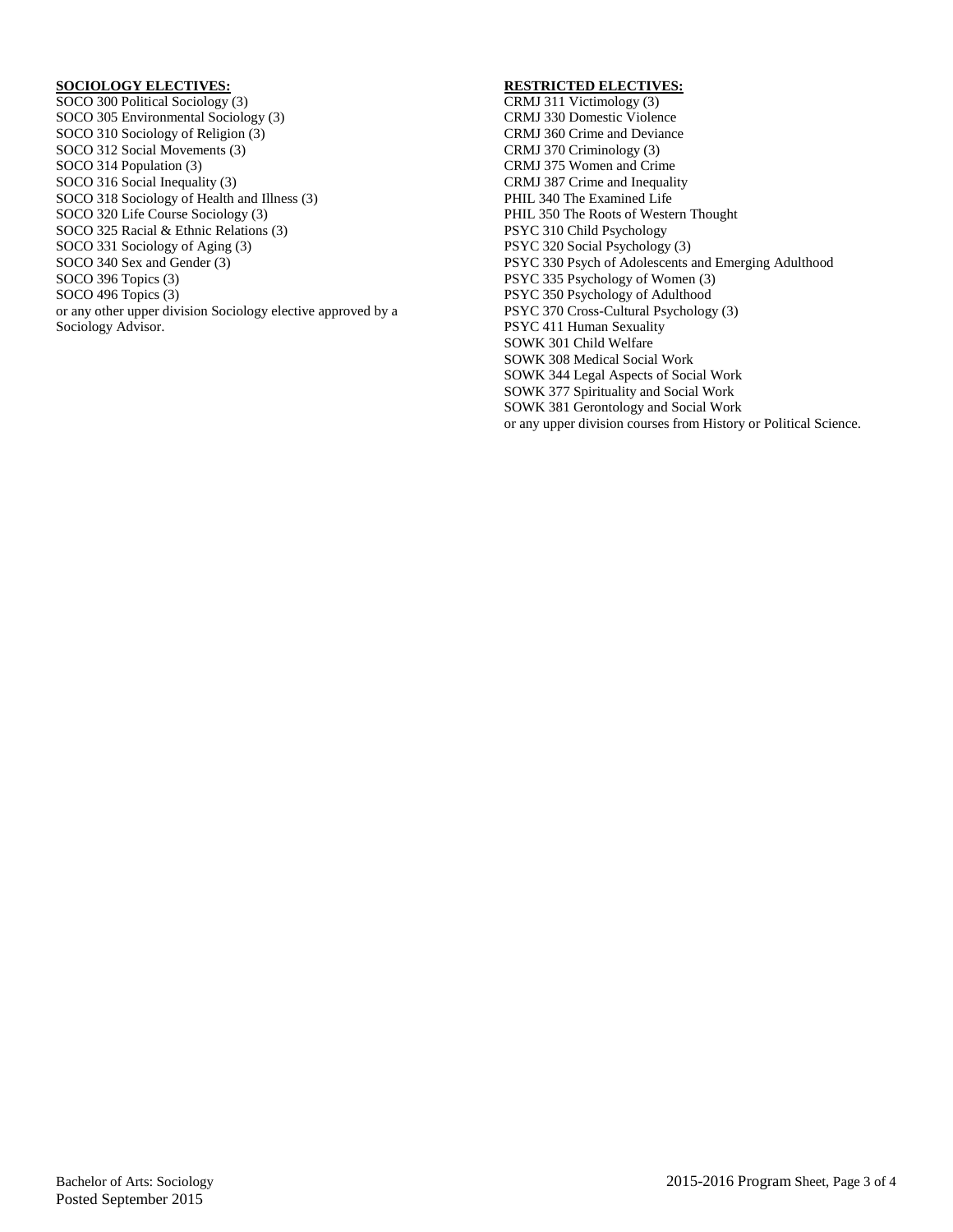**SOCIOLOGY ELECTIVES:**

SOCO 300 Political Sociology (3)
SOCO 305 Environmental Sociology (3)
SOCO 310 Sociology of Religion (3)
SOCO 312 Social Movements (3)
SOCO 314 Population (3)
SOCO 316 Social Inequality (3)
SOCO 318 Sociology of Health and Illness (3)
SOCO 320 Life Course Sociology (3)
SOCO 325 Racial & Ethnic Relations (3)
SOCO 331 Sociology of Aging (3)
SOCO 340 Sex and Gender (3)
SOCO 396 Topics (3)
SOCO 496 Topics (3)
or any other upper division Sociology elective approved by a Sociology Advisor.

**RESTRICTED ELECTIVES:**

CRMJ 311 Victimology (3)
CRMJ 330 Domestic Violence
CRMJ 360 Crime and Deviance
CRMJ 370 Criminology (3)
CRMJ 375 Women and Crime
CRMJ 387 Crime and Inequality
PHIL 340 The Examined Life
PHIL 350 The Roots of Western Thought
PSYC 310 Child Psychology
PSYC 320 Social Psychology (3)
PSYC 330 Psych of Adolescents and Emerging Adulthood
PSYC 335 Psychology of Women (3)
PSYC 350 Psychology of Adulthood
PSYC 370 Cross-Cultural Psychology (3)
PSYC 411 Human Sexuality
SOWK 301 Child Welfare
SOWK 308 Medical Social Work
SOWK 344 Legal Aspects of Social Work
SOWK 377 Spirituality and Social Work
SOWK 381 Gerontology and Social Work
or any upper division courses from History or Political Science.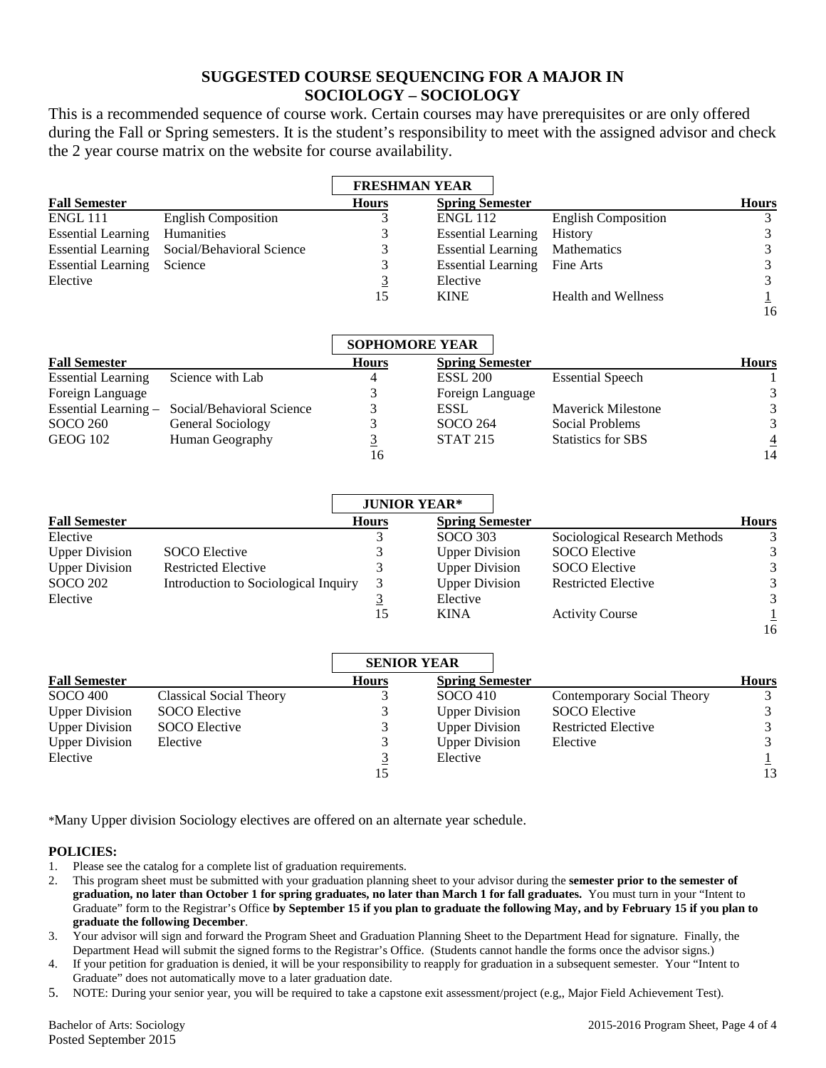## SUGGESTED COURSE SEQUENCING FOR A MAJOR IN SOCIOLOGY – SOCIOLOGY

This is a recommended sequence of course work. Certain courses may have prerequisites or are only offered during the Fall or Spring semesters. It is the student's responsibility to meet with the assigned advisor and check the 2 year course matrix on the website for course availability.

### FRESHMAN YEAR

| Fall Semester | | Hours | Spring Semester | | Hours |
|---|---|---|---|---|---|
| ENGL 111 | English Composition | 3 | ENGL 112 | English Composition | 3 |
| Essential Learning | Humanities | 3 | Essential Learning | History | 3 |
| Essential Learning | Social/Behavioral Science | 3 | Essential Learning | Mathematics | 3 |
| Essential Learning | Science | 3 | Essential Learning | Fine Arts | 3 |
| Elective | | 3 | Elective | | 3 |
| | | 15 | KINE | Health and Wellness | 1 |
| | | | | | 16 |

### SOPHOMORE YEAR

| Fall Semester | | Hours | Spring Semester | | Hours |
|---|---|---|---|---|---|
| Essential Learning | Science with Lab | 4 | ESSL 200 | Essential Speech | 1 |
| Foreign Language | | 3 | Foreign Language | | 3 |
| Essential Learning – | Social/Behavioral Science | 3 | ESSL | Maverick Milestone | 3 |
| SOCO 260 | General Sociology | 3 | SOCO 264 | Social Problems | 3 |
| GEOG 102 | Human Geography | 3 | STAT 215 | Statistics for SBS | 4 |
| | | 16 | | | 14 |

### JUNIOR YEAR*

| Fall Semester | | Hours | Spring Semester | | Hours |
|---|---|---|---|---|---|
| Elective | | 3 | SOCO 303 | Sociological Research Methods | 3 |
| Upper Division | SOCO Elective | 3 | Upper Division | SOCO Elective | 3 |
| Upper Division | Restricted Elective | 3 | Upper Division | SOCO Elective | 3 |
| SOCO 202 | Introduction to Sociological Inquiry | 3 | Upper Division | Restricted Elective | 3 |
| Elective | | 3 | Elective | | 3 |
| | | 15 | KINA | Activity Course | 1 |
| | | | | | 16 |

### SENIOR YEAR

| Fall Semester | | Hours | Spring Semester | | Hours |
|---|---|---|---|---|---|
| SOCO 400 | Classical Social Theory | 3 | SOCO 410 | Contemporary Social Theory | 3 |
| Upper Division | SOCO Elective | 3 | Upper Division | SOCO Elective | 3 |
| Upper Division | SOCO Elective | 3 | Upper Division | Restricted Elective | 3 |
| Upper Division | Elective | 3 | Upper Division | Elective | 3 |
| Elective | | 3 | Elective | | 1 |
| | | 15 | | | 13 |

*Many Upper division Sociology electives are offered on an alternate year schedule.

**POLICIES:**

1. Please see the catalog for a complete list of graduation requirements.
2. This program sheet must be submitted with your graduation planning sheet to your advisor during the **semester prior to the semester of graduation, no later than October 1 for spring graduates, no later than March 1 for fall graduates.** You must turn in your "Intent to Graduate" form to the Registrar's Office **by September 15 if you plan to graduate the following May, and by February 15 if you plan to graduate the following December**.
3. Your advisor will sign and forward the Program Sheet and Graduation Planning Sheet to the Department Head for signature. Finally, the Department Head will submit the signed forms to the Registrar's Office. (Students cannot handle the forms once the advisor signs.)
4. If your petition for graduation is denied, it will be your responsibility to reapply for graduation in a subsequent semester. Your "Intent to Graduate" does not automatically move to a later graduation date.
5. NOTE: During your senior year, you will be required to take a capstone exit assessment/project (e.g,, Major Field Achievement Test).

Bachelor of Arts: Sociology
Posted September 2015